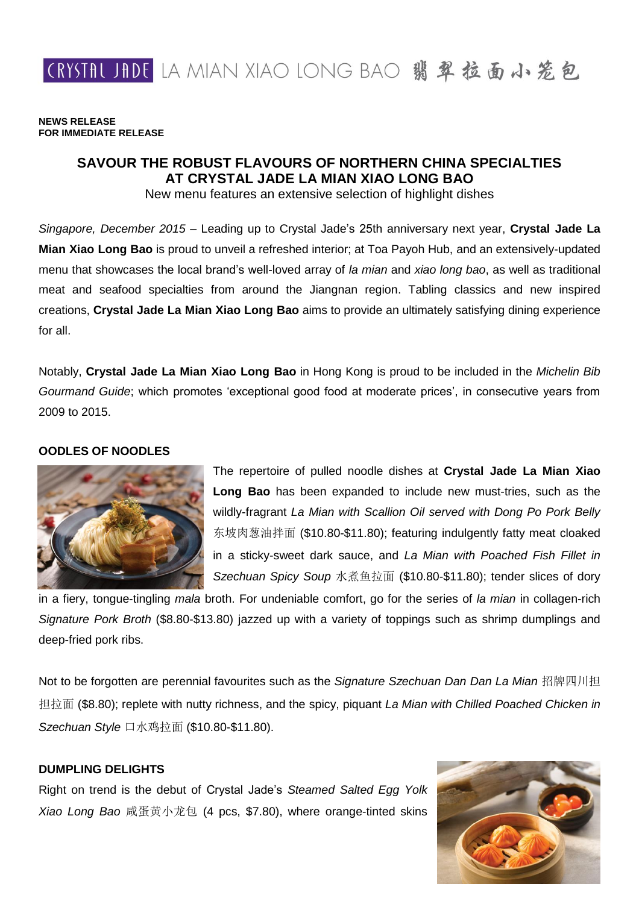CRYSTAL JADE LA MIAN XIAO LONG BAO 翡翠拉面小笼包

**NEWS RELEASE**
**FOR IMMEDIATE RELEASE**

# SAVOUR THE ROBUST FLAVOURS OF NORTHERN CHINA SPECIALTIES AT CRYSTAL JADE LA MIAN XIAO LONG BAO

New menu features an extensive selection of highlight dishes

*Singapore, December 2015* – Leading up to Crystal Jade's 25th anniversary next year, **Crystal Jade La Mian Xiao Long Bao** is proud to unveil a refreshed interior; at Toa Payoh Hub, and an extensively-updated menu that showcases the local brand's well-loved array of *la mian* and *xiao long bao*, as well as traditional meat and seafood specialties from around the Jiangnan region. Tabling classics and new inspired creations, **Crystal Jade La Mian Xiao Long Bao** aims to provide an ultimately satisfying dining experience for all.

Notably, **Crystal Jade La Mian Xiao Long Bao** in Hong Kong is proud to be included in the *Michelin Bib Gourmand Guide*; which promotes 'exceptional good food at moderate prices', in consecutive years from 2009 to 2015.

## OODLES OF NOODLES

The repertoire of pulled noodle dishes at **Crystal Jade La Mian Xiao Long Bao** has been expanded to include new must-tries, such as the wildly-fragrant *La Mian with Scallion Oil served with Dong Po Pork Belly* 东坡肉葱油拌面 ($10.80-$11.80); featuring indulgently fatty meat cloaked in a sticky-sweet dark sauce, and *La Mian with Poached Fish Fillet in Szechuan Spicy Soup* 水煮鱼拉面 ($10.80-$11.80); tender slices of dory in a fiery, tongue-tingling *mala* broth. For undeniable comfort, go for the series of *la mian* in collagen-rich *Signature Pork Broth* ($8.80-$13.80) jazzed up with a variety of toppings such as shrimp dumplings and deep-fried pork ribs.

Not to be forgotten are perennial favourites such as the *Signature Szechuan Dan Dan La Mian* 招牌四川担担拉面 ($8.80); replete with nutty richness, and the spicy, piquant *La Mian with Chilled Poached Chicken in Szechuan Style* 口水鸡拉面 ($10.80-$11.80).

## DUMPLING DELIGHTS

Right on trend is the debut of Crystal Jade's *Steamed Salted Egg Yolk Xiao Long Bao* 咸蛋黄小龙包 (4 pcs, $7.80), where orange-tinted skins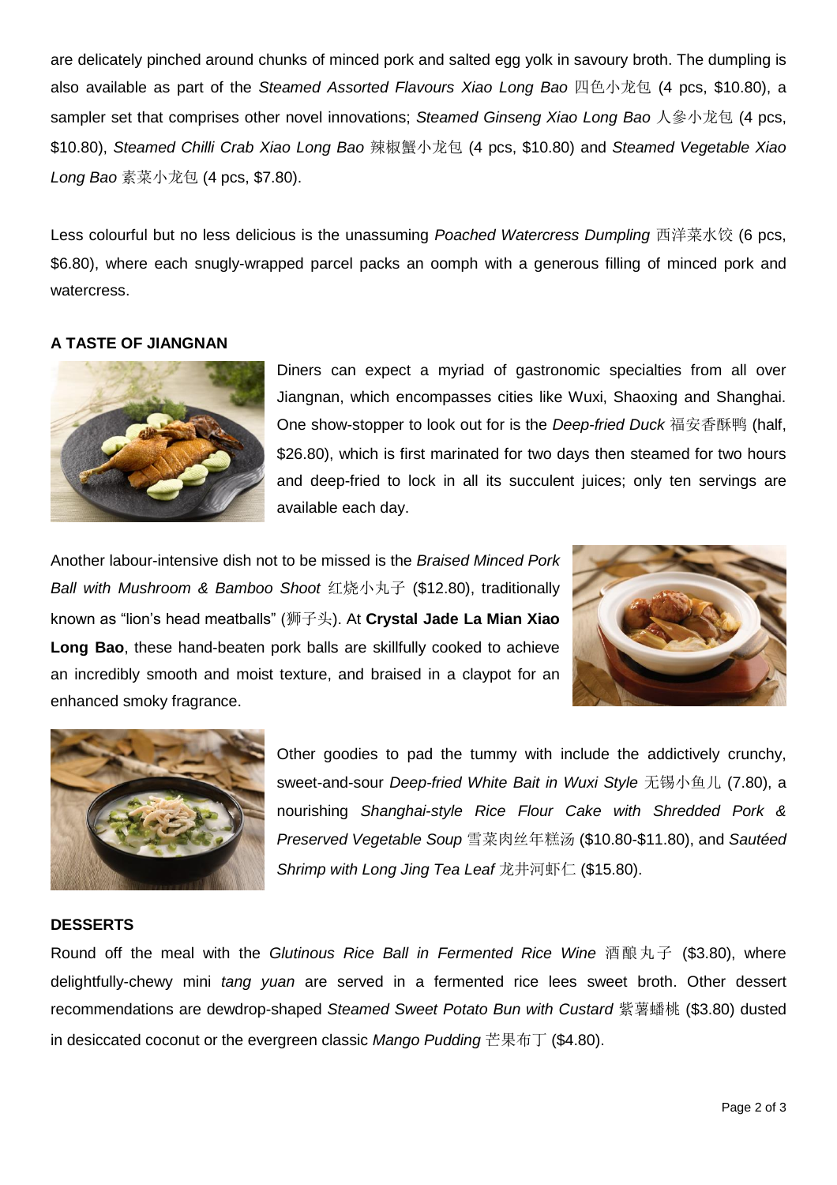are delicately pinched around chunks of minced pork and salted egg yolk in savoury broth. The dumpling is also available as part of the *Steamed Assorted Flavours Xiao Long Bao* 四色小龙包 (4 pcs, $10.80), a sampler set that comprises other novel innovations; *Steamed Ginseng Xiao Long Bao* 人参小龙包 (4 pcs, $10.80), *Steamed Chilli Crab Xiao Long Bao* 辣椒蟹小龙包 (4 pcs, $10.80) and *Steamed Vegetable Xiao Long Bao* 素菜小龙包 (4 pcs, $7.80).

Less colourful but no less delicious is the unassuming *Poached Watercress Dumpling* 西洋菜水饺 (6 pcs, $6.80), where each snugly-wrapped parcel packs an oomph with a generous filling of minced pork and watercress.

**A TASTE OF JIANGNAN**

Diners can expect a myriad of gastronomic specialties from all over Jiangnan, which encompasses cities like Wuxi, Shaoxing and Shanghai. One show-stopper to look out for is the *Deep-fried Duck* 福安香酥鸭 (half, $26.80), which is first marinated for two days then steamed for two hours and deep-fried to lock in all its succulent juices; only ten servings are available each day.

Another labour-intensive dish not to be missed is the *Braised Minced Pork Ball with Mushroom & Bamboo Shoot* 红烧小丸子 ($12.80), traditionally known as "lion's head meatballs" (狮子头). At **Crystal Jade La Mian Xiao Long Bao**, these hand-beaten pork balls are skillfully cooked to achieve an incredibly smooth and moist texture, and braised in a claypot for an enhanced smoky fragrance.

Other goodies to pad the tummy with include the addictively crunchy, sweet-and-sour *Deep-fried White Bait in Wuxi Style* 无锡小鱼儿 (7.80), a nourishing *Shanghai-style Rice Flour Cake with Shredded Pork & Preserved Vegetable Soup* 雪菜肉丝年糕汤 ($10.80-$11.80), and *Sautéed Shrimp with Long Jing Tea Leaf* 龙井河虾仁 ($15.80).

**DESSERTS**

Round off the meal with the *Glutinous Rice Ball in Fermented Rice Wine* 酒酿丸子 ($3.80), where delightfully-chewy mini *tang yuan* are served in a fermented rice lees sweet broth. Other dessert recommendations are dewdrop-shaped *Steamed Sweet Potato Bun with Custard* 紫薯蟠桃 ($3.80) dusted in desiccated coconut or the evergreen classic *Mango Pudding* 芒果布丁 ($4.80).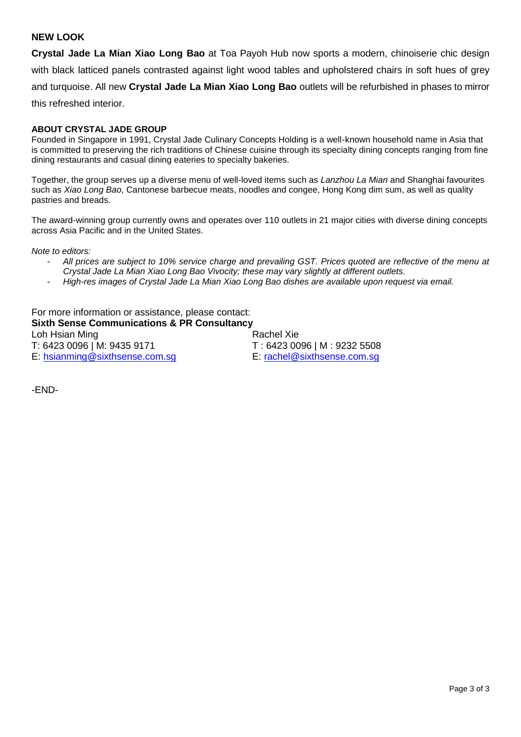## NEW LOOK

**Crystal Jade La Mian Xiao Long Bao** at Toa Payoh Hub now sports a modern, chinoiserie chic design with black latticed panels contrasted against light wood tables and upholstered chairs in soft hues of grey and turquoise. All new **Crystal Jade La Mian Xiao Long Bao** outlets will be refurbished in phases to mirror this refreshed interior.

### ABOUT CRYSTAL JADE GROUP

Founded in Singapore in 1991, Crystal Jade Culinary Concepts Holding is a well-known household name in Asia that is committed to preserving the rich traditions of Chinese cuisine through its specialty dining concepts ranging from fine dining restaurants and casual dining eateries to specialty bakeries.

Together, the group serves up a diverse menu of well-loved items such as *Lanzhou La Mian* and Shanghai favourites such as *Xiao Long Bao*, Cantonese barbecue meats, noodles and congee, Hong Kong dim sum, as well as quality pastries and breads.

The award-winning group currently owns and operates over 110 outlets in 21 major cities with diverse dining concepts across Asia Pacific and in the United States.

*Note to editors:*

- *All prices are subject to 10% service charge and prevailing GST. Prices quoted are reflective of the menu at Crystal Jade La Mian Xiao Long Bao Vivocity; these may vary slightly at different outlets.*
- *High-res images of Crystal Jade La Mian Xiao Long Bao dishes are available upon request via email.*

For more information or assistance, please contact:
**Sixth Sense Communications & PR Consultancy**

Loh Hsian Ming
T: 6423 0096 | M: 9435 9171
E: hsianming@sixthsense.com.sg

Rachel Xie
T : 6423 0096 | M : 9232 5508
E: rachel@sixthsense.com.sg

-END-